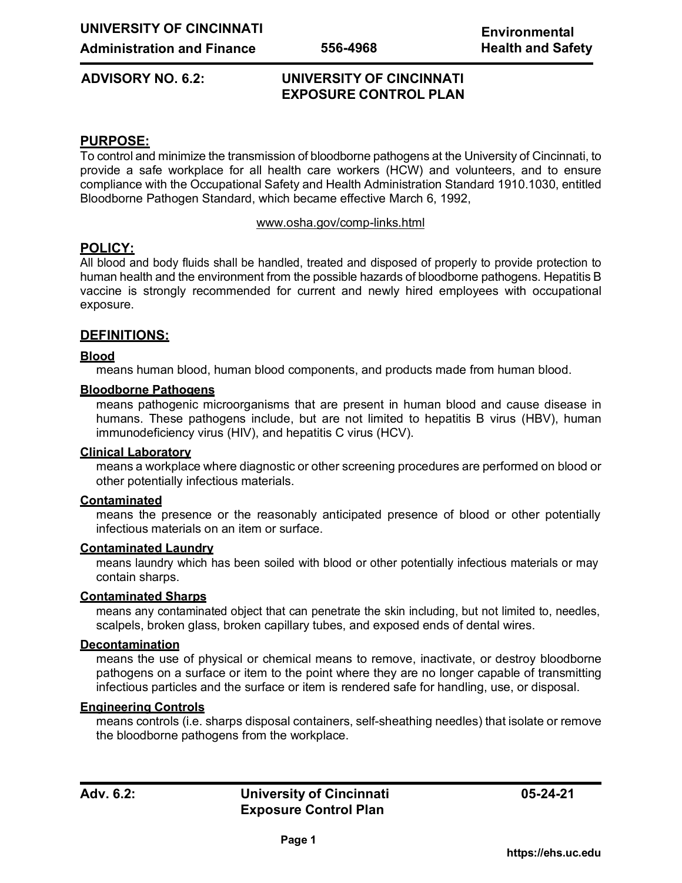UNIVERSITY OF CINCINNATI
Administration and Finance — 556-4968 — Environmental Health and Safety

# ADVISORY NO. 6.2: UNIVERSITY OF CINCINNATI EXPOSURE CONTROL PLAN

## PURPOSE:

To control and minimize the transmission of bloodborne pathogens at the University of Cincinnati, to provide a safe workplace for all health care workers (HCW) and volunteers, and to ensure compliance with the Occupational Safety and Health Administration Standard 1910.1030, entitled Bloodborne Pathogen Standard, which became effective March 6, 1992,

www.osha.gov/comp-links.html

## POLICY:

All blood and body fluids shall be handled, treated and disposed of properly to provide protection to human health and the environment from the possible hazards of bloodborne pathogens. Hepatitis B vaccine is strongly recommended for current and newly hired employees with occupational exposure.

## DEFINITIONS:

**Blood**

means human blood, human blood components, and products made from human blood.

**Bloodborne Pathogens**

means pathogenic microorganisms that are present in human blood and cause disease in humans. These pathogens include, but are not limited to hepatitis B virus (HBV), human immunodeficiency virus (HIV), and hepatitis C virus (HCV).

**Clinical Laboratory**

means a workplace where diagnostic or other screening procedures are performed on blood or other potentially infectious materials.

**Contaminated**

means the presence or the reasonably anticipated presence of blood or other potentially infectious materials on an item or surface.

**Contaminated Laundry**

means laundry which has been soiled with blood or other potentially infectious materials or may contain sharps.

**Contaminated Sharps**

means any contaminated object that can penetrate the skin including, but not limited to, needles, scalpels, broken glass, broken capillary tubes, and exposed ends of dental wires.

**Decontamination**

means the use of physical or chemical means to remove, inactivate, or destroy bloodborne pathogens on a surface or item to the point where they are no longer capable of transmitting infectious particles and the surface or item is rendered safe for handling, use, or disposal.

**Engineering Controls**

means controls (i.e. sharps disposal containers, self-sheathing needles) that isolate or remove the bloodborne pathogens from the workplace.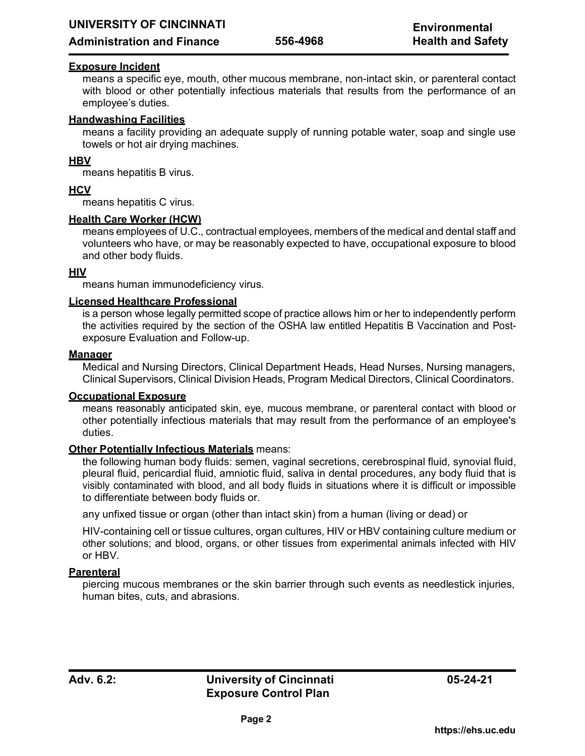**Exposure Incident**

means a specific eye, mouth, other mucous membrane, non-intact skin, or parenteral contact with blood or other potentially infectious materials that results from the performance of an employee's duties.

**Handwashing Facilities**

means a facility providing an adequate supply of running potable water, soap and single use towels or hot air drying machines.

**HBV**

means hepatitis B virus.

**HCV**

means hepatitis C virus.

**Health Care Worker (HCW)**

means employees of U.C., contractual employees, members of the medical and dental staff and volunteers who have, or may be reasonably expected to have, occupational exposure to blood and other body fluids.

**HIV**

means human immunodeficiency virus.

**Licensed Healthcare Professional**

is a person whose legally permitted scope of practice allows him or her to independently perform the activities required by the section of the OSHA law entitled Hepatitis B Vaccination and Post-exposure Evaluation and Follow-up.

**Manager**

Medical and Nursing Directors, Clinical Department Heads, Head Nurses, Nursing managers, Clinical Supervisors, Clinical Division Heads, Program Medical Directors, Clinical Coordinators.

**Occupational Exposure**

means reasonably anticipated skin, eye, mucous membrane, or parenteral contact with blood or other potentially infectious materials that may result from the performance of an employee's duties.

**Other Potentially Infectious Materials** means:

the following human body fluids: semen, vaginal secretions, cerebrospinal fluid, synovial fluid, pleural fluid, pericardial fluid, amniotic fluid, saliva in dental procedures, any body fluid that is visibly contaminated with blood, and all body fluids in situations where it is difficult or impossible to differentiate between body fluids or.

any unfixed tissue or organ (other than intact skin) from a human (living or dead) or

HIV-containing cell or tissue cultures, organ cultures, HIV or HBV containing culture medium or other solutions; and blood, organs, or other tissues from experimental animals infected with HIV or HBV.

**Parenteral**

piercing mucous membranes or the skin barrier through such events as needlestick injuries, human bites, cuts, and abrasions.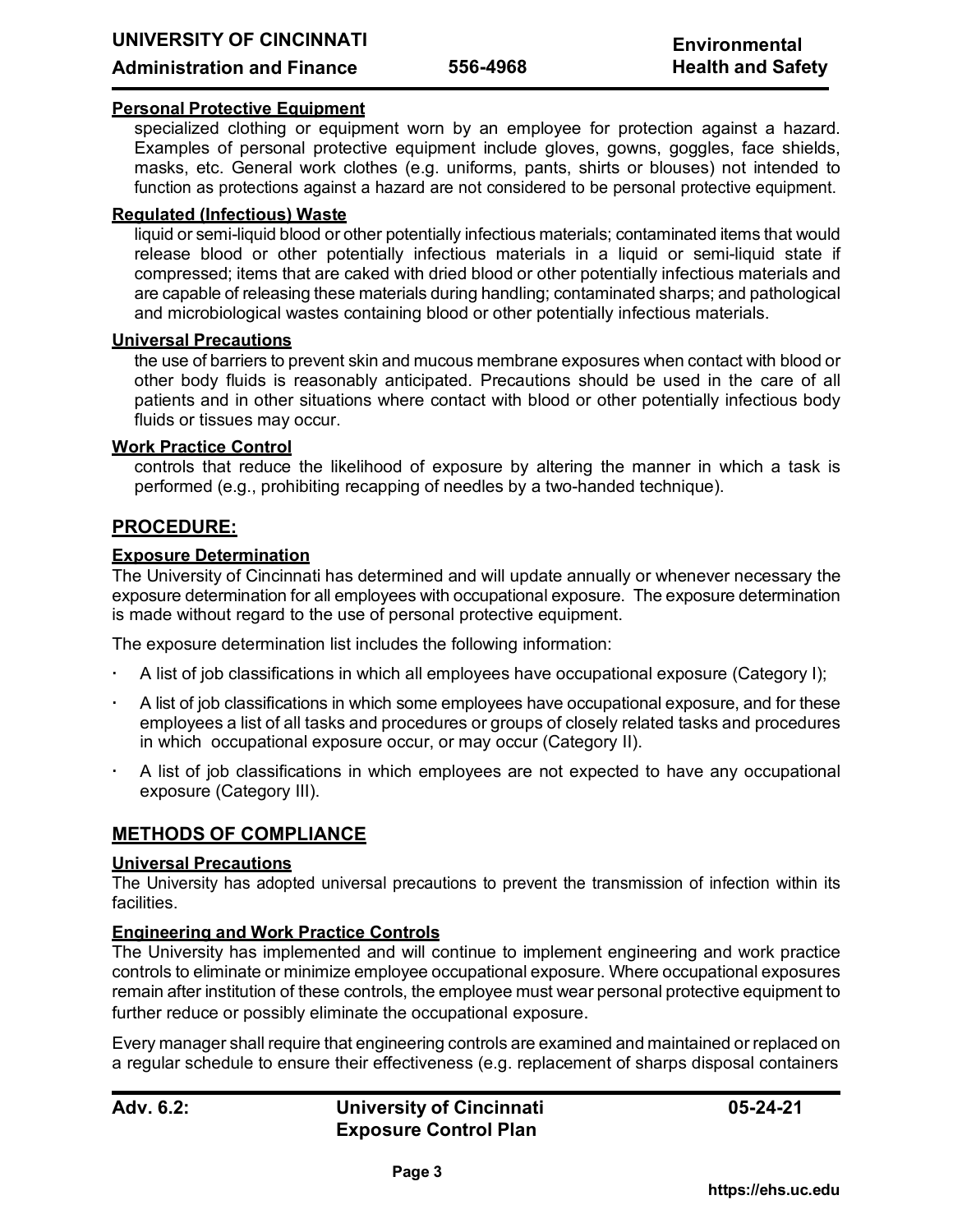**Personal Protective Equipment**

specialized clothing or equipment worn by an employee for protection against a hazard. Examples of personal protective equipment include gloves, gowns, goggles, face shields, masks, etc. General work clothes (e.g. uniforms, pants, shirts or blouses) not intended to function as protections against a hazard are not considered to be personal protective equipment.

**Regulated (Infectious) Waste**

liquid or semi-liquid blood or other potentially infectious materials; contaminated items that would release blood or other potentially infectious materials in a liquid or semi-liquid state if compressed; items that are caked with dried blood or other potentially infectious materials and are capable of releasing these materials during handling; contaminated sharps; and pathological and microbiological wastes containing blood or other potentially infectious materials.

**Universal Precautions**

the use of barriers to prevent skin and mucous membrane exposures when contact with blood or other body fluids is reasonably anticipated. Precautions should be used in the care of all patients and in other situations where contact with blood or other potentially infectious body fluids or tissues may occur.

**Work Practice Control**

controls that reduce the likelihood of exposure by altering the manner in which a task is performed (e.g., prohibiting recapping of needles by a two-handed technique).

## PROCEDURE:

### Exposure Determination

The University of Cincinnati has determined and will update annually or whenever necessary the exposure determination for all employees with occupational exposure. The exposure determination is made without regard to the use of personal protective equipment.

The exposure determination list includes the following information:

- A list of job classifications in which all employees have occupational exposure (Category I);
- A list of job classifications in which some employees have occupational exposure, and for these employees a list of all tasks and procedures or groups of closely related tasks and procedures in which occupational exposure occur, or may occur (Category II).
- A list of job classifications in which employees are not expected to have any occupational exposure (Category III).

## METHODS OF COMPLIANCE

### Universal Precautions

The University has adopted universal precautions to prevent the transmission of infection within its facilities.

### Engineering and Work Practice Controls

The University has implemented and will continue to implement engineering and work practice controls to eliminate or minimize employee occupational exposure. Where occupational exposures remain after institution of these controls, the employee must wear personal protective equipment to further reduce or possibly eliminate the occupational exposure.

Every manager shall require that engineering controls are examined and maintained or replaced on a regular schedule to ensure their effectiveness (e.g. replacement of sharps disposal containers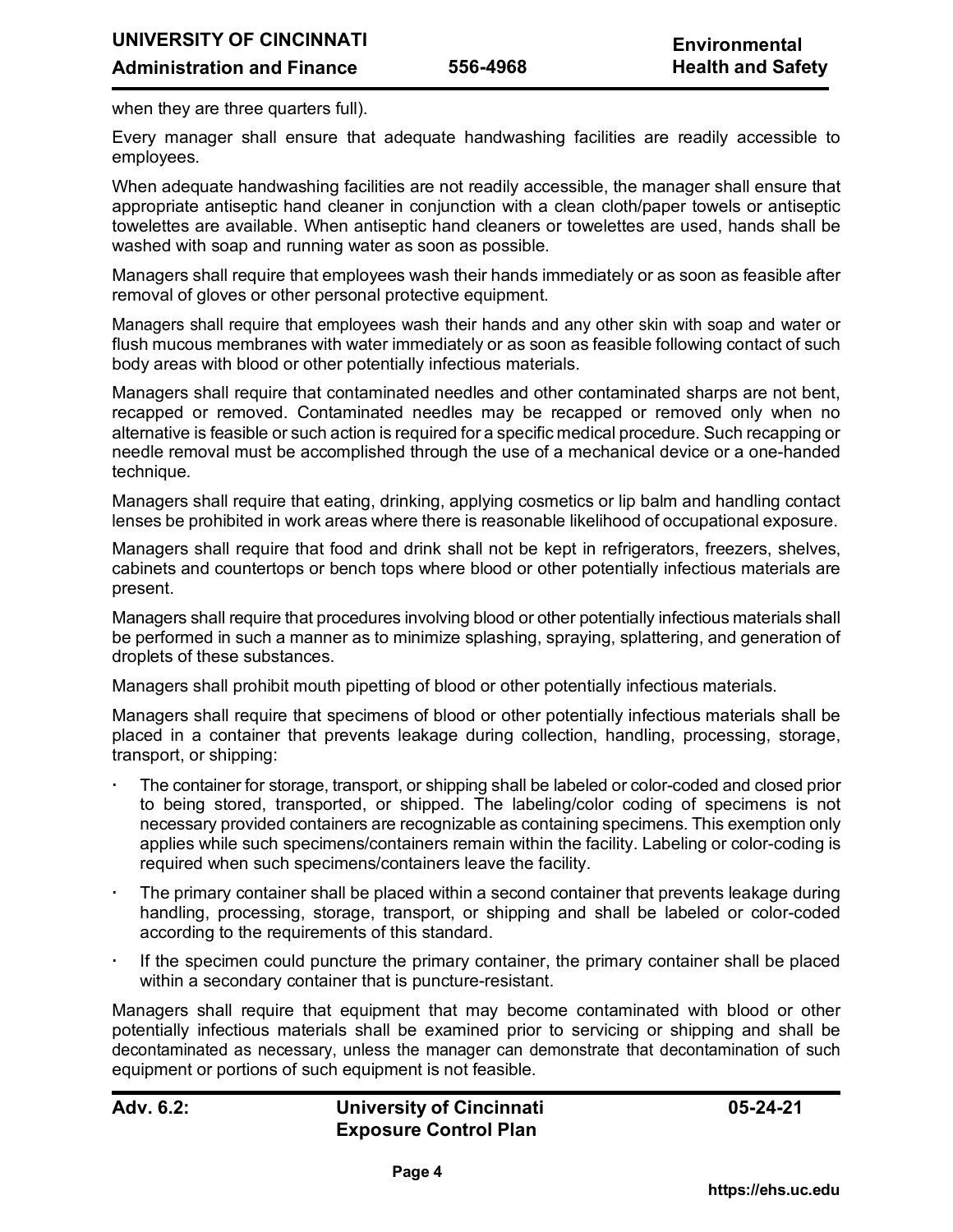when they are three quarters full).

Every manager shall ensure that adequate handwashing facilities are readily accessible to employees.

When adequate handwashing facilities are not readily accessible, the manager shall ensure that appropriate antiseptic hand cleaner in conjunction with a clean cloth/paper towels or antiseptic towelettes are available. When antiseptic hand cleaners or towelettes are used, hands shall be washed with soap and running water as soon as possible.

Managers shall require that employees wash their hands immediately or as soon as feasible after removal of gloves or other personal protective equipment.

Managers shall require that employees wash their hands and any other skin with soap and water or flush mucous membranes with water immediately or as soon as feasible following contact of such body areas with blood or other potentially infectious materials.

Managers shall require that contaminated needles and other contaminated sharps are not bent, recapped or removed. Contaminated needles may be recapped or removed only when no alternative is feasible or such action is required for a specific medical procedure. Such recapping or needle removal must be accomplished through the use of a mechanical device or a one-handed technique.

Managers shall require that eating, drinking, applying cosmetics or lip balm and handling contact lenses be prohibited in work areas where there is reasonable likelihood of occupational exposure.

Managers shall require that food and drink shall not be kept in refrigerators, freezers, shelves, cabinets and countertops or bench tops where blood or other potentially infectious materials are present.

Managers shall require that procedures involving blood or other potentially infectious materials shall be performed in such a manner as to minimize splashing, spraying, splattering, and generation of droplets of these substances.

Managers shall prohibit mouth pipetting of blood or other potentially infectious materials.

Managers shall require that specimens of blood or other potentially infectious materials shall be placed in a container that prevents leakage during collection, handling, processing, storage, transport, or shipping:

- The container for storage, transport, or shipping shall be labeled or color-coded and closed prior to being stored, transported, or shipped. The labeling/color coding of specimens is not necessary provided containers are recognizable as containing specimens. This exemption only applies while such specimens/containers remain within the facility. Labeling or color-coding is required when such specimens/containers leave the facility.
- The primary container shall be placed within a second container that prevents leakage during handling, processing, storage, transport, or shipping and shall be labeled or color-coded according to the requirements of this standard.
- If the specimen could puncture the primary container, the primary container shall be placed within a secondary container that is puncture-resistant.

Managers shall require that equipment that may become contaminated with blood or other potentially infectious materials shall be examined prior to servicing or shipping and shall be decontaminated as necessary, unless the manager can demonstrate that decontamination of such equipment or portions of such equipment is not feasible.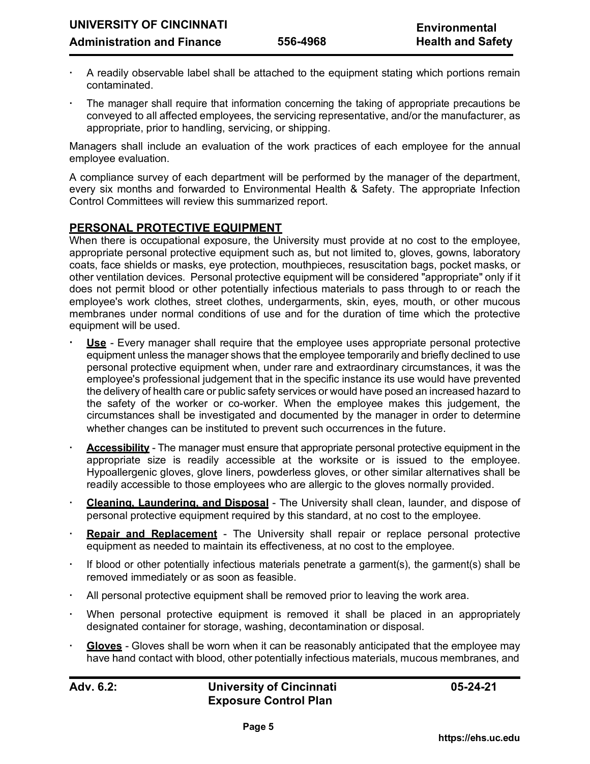- A readily observable label shall be attached to the equipment stating which portions remain contaminated.
- The manager shall require that information concerning the taking of appropriate precautions be conveyed to all affected employees, the servicing representative, and/or the manufacturer, as appropriate, prior to handling, servicing, or shipping.

Managers shall include an evaluation of the work practices of each employee for the annual employee evaluation.

A compliance survey of each department will be performed by the manager of the department, every six months and forwarded to Environmental Health & Safety. The appropriate Infection Control Committees will review this summarized report.

## PERSONAL PROTECTIVE EQUIPMENT

When there is occupational exposure, the University must provide at no cost to the employee, appropriate personal protective equipment such as, but not limited to, gloves, gowns, laboratory coats, face shields or masks, eye protection, mouthpieces, resuscitation bags, pocket masks, or other ventilation devices. Personal protective equipment will be considered "appropriate" only if it does not permit blood or other potentially infectious materials to pass through to or reach the employee's work clothes, street clothes, undergarments, skin, eyes, mouth, or other mucous membranes under normal conditions of use and for the duration of time which the protective equipment will be used.

- **Use** - Every manager shall require that the employee uses appropriate personal protective equipment unless the manager shows that the employee temporarily and briefly declined to use personal protective equipment when, under rare and extraordinary circumstances, it was the employee's professional judgement that in the specific instance its use would have prevented the delivery of health care or public safety services or would have posed an increased hazard to the safety of the worker or co-worker. When the employee makes this judgement, the circumstances shall be investigated and documented by the manager in order to determine whether changes can be instituted to prevent such occurrences in the future.
- **Accessibility** - The manager must ensure that appropriate personal protective equipment in the appropriate size is readily accessible at the worksite or is issued to the employee. Hypoallergenic gloves, glove liners, powderless gloves, or other similar alternatives shall be readily accessible to those employees who are allergic to the gloves normally provided.
- **Cleaning, Laundering, and Disposal** - The University shall clean, launder, and dispose of personal protective equipment required by this standard, at no cost to the employee.
- **Repair and Replacement** - The University shall repair or replace personal protective equipment as needed to maintain its effectiveness, at no cost to the employee.
- If blood or other potentially infectious materials penetrate a garment(s), the garment(s) shall be removed immediately or as soon as feasible.
- All personal protective equipment shall be removed prior to leaving the work area.
- When personal protective equipment is removed it shall be placed in an appropriately designated container for storage, washing, decontamination or disposal.
- **Gloves** - Gloves shall be worn when it can be reasonably anticipated that the employee may have hand contact with blood, other potentially infectious materials, mucous membranes, and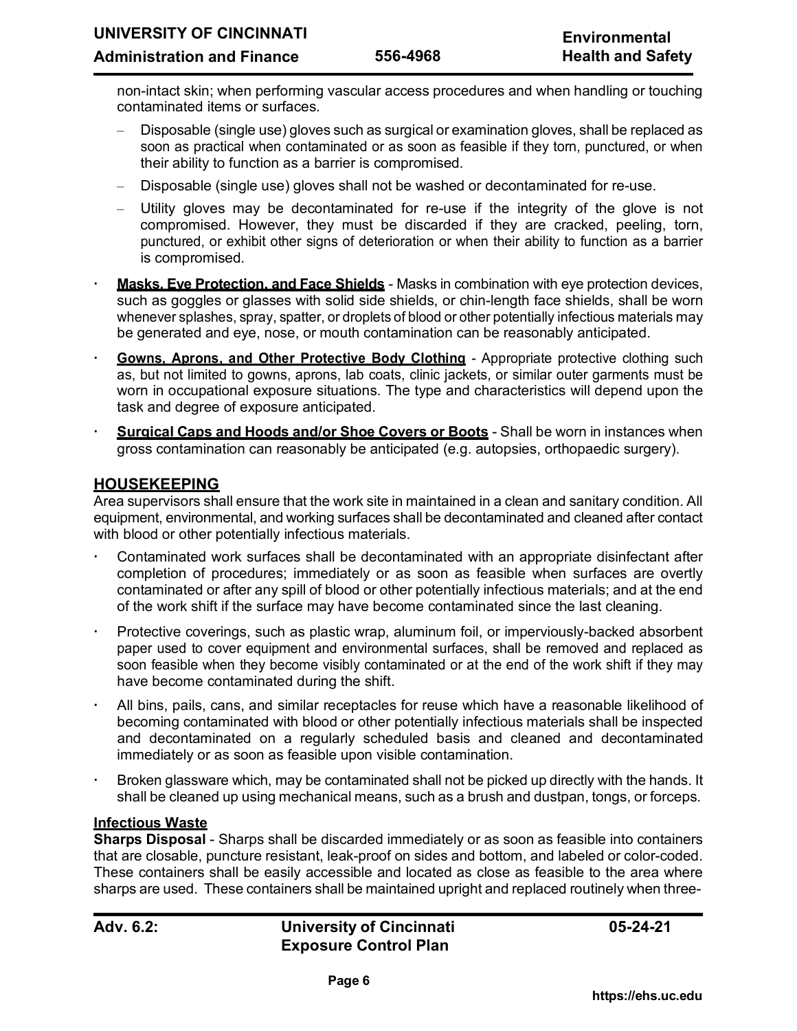non-intact skin; when performing vascular access procedures and when handling or touching contaminated items or surfaces.

- Disposable (single use) gloves such as surgical or examination gloves, shall be replaced as soon as practical when contaminated or as soon as feasible if they torn, punctured, or when their ability to function as a barrier is compromised.
- Disposable (single use) gloves shall not be washed or decontaminated for re-use.
- Utility gloves may be decontaminated for re-use if the integrity of the glove is not compromised. However, they must be discarded if they are cracked, peeling, torn, punctured, or exhibit other signs of deterioration or when their ability to function as a barrier is compromised.

- **Masks, Eye Protection, and Face Shields** - Masks in combination with eye protection devices, such as goggles or glasses with solid side shields, or chin-length face shields, shall be worn whenever splashes, spray, spatter, or droplets of blood or other potentially infectious materials may be generated and eye, nose, or mouth contamination can be reasonably anticipated.
- **Gowns, Aprons, and Other Protective Body Clothing** - Appropriate protective clothing such as, but not limited to gowns, aprons, lab coats, clinic jackets, or similar outer garments must be worn in occupational exposure situations. The type and characteristics will depend upon the task and degree of exposure anticipated.
- **Surgical Caps and Hoods and/or Shoe Covers or Boots** - Shall be worn in instances when gross contamination can reasonably be anticipated (e.g. autopsies, orthopaedic surgery).

## HOUSEKEEPING

Area supervisors shall ensure that the work site in maintained in a clean and sanitary condition. All equipment, environmental, and working surfaces shall be decontaminated and cleaned after contact with blood or other potentially infectious materials.

- Contaminated work surfaces shall be decontaminated with an appropriate disinfectant after completion of procedures; immediately or as soon as feasible when surfaces are overtly contaminated or after any spill of blood or other potentially infectious materials; and at the end of the work shift if the surface may have become contaminated since the last cleaning.
- Protective coverings, such as plastic wrap, aluminum foil, or imperviously-backed absorbent paper used to cover equipment and environmental surfaces, shall be removed and replaced as soon feasible when they become visibly contaminated or at the end of the work shift if they may have become contaminated during the shift.
- All bins, pails, cans, and similar receptacles for reuse which have a reasonable likelihood of becoming contaminated with blood or other potentially infectious materials shall be inspected and decontaminated on a regularly scheduled basis and cleaned and decontaminated immediately or as soon as feasible upon visible contamination.
- Broken glassware which, may be contaminated shall not be picked up directly with the hands. It shall be cleaned up using mechanical means, such as a brush and dustpan, tongs, or forceps.

### Infectious Waste

**Sharps Disposal** - Sharps shall be discarded immediately or as soon as feasible into containers that are closable, puncture resistant, leak-proof on sides and bottom, and labeled or color-coded. These containers shall be easily accessible and located as close as feasible to the area where sharps are used. These containers shall be maintained upright and replaced routinely when three-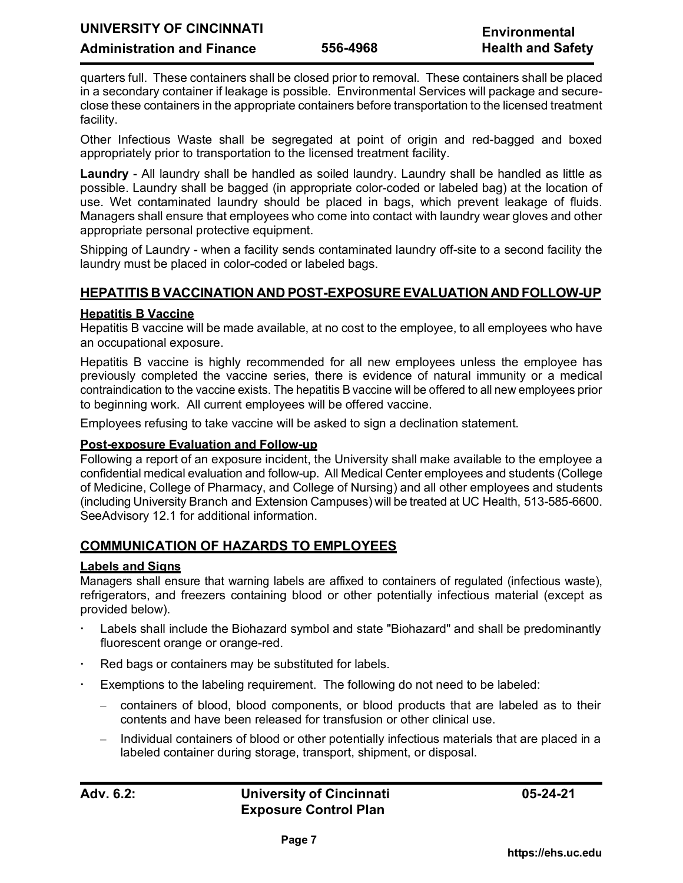quarters full. These containers shall be closed prior to removal. These containers shall be placed in a secondary container if leakage is possible. Environmental Services will package and secure-close these containers in the appropriate containers before transportation to the licensed treatment facility.

Other Infectious Waste shall be segregated at point of origin and red-bagged and boxed appropriately prior to transportation to the licensed treatment facility.

**Laundry** - All laundry shall be handled as soiled laundry. Laundry shall be handled as little as possible. Laundry shall be bagged (in appropriate color-coded or labeled bag) at the location of use. Wet contaminated laundry should be placed in bags, which prevent leakage of fluids. Managers shall ensure that employees who come into contact with laundry wear gloves and other appropriate personal protective equipment.

Shipping of Laundry - when a facility sends contaminated laundry off-site to a second facility the laundry must be placed in color-coded or labeled bags.

## HEPATITIS B VACCINATION AND POST-EXPOSURE EVALUATION AND FOLLOW-UP

### Hepatitis B Vaccine

Hepatitis B vaccine will be made available, at no cost to the employee, to all employees who have an occupational exposure.

Hepatitis B vaccine is highly recommended for all new employees unless the employee has previously completed the vaccine series, there is evidence of natural immunity or a medical contraindication to the vaccine exists. The hepatitis B vaccine will be offered to all new employees prior to beginning work. All current employees will be offered vaccine.

Employees refusing to take vaccine will be asked to sign a declination statement.

### Post-exposure Evaluation and Follow-up

Following a report of an exposure incident, the University shall make available to the employee a confidential medical evaluation and follow-up. All Medical Center employees and students (College of Medicine, College of Pharmacy, and College of Nursing) and all other employees and students (including University Branch and Extension Campuses) will be treated at UC Health, 513-585-6600. SeeAdvisory 12.1 for additional information.

## COMMUNICATION OF HAZARDS TO EMPLOYEES

### Labels and Signs

Managers shall ensure that warning labels are affixed to containers of regulated (infectious waste), refrigerators, and freezers containing blood or other potentially infectious material (except as provided below).

- Labels shall include the Biohazard symbol and state "Biohazard" and shall be predominantly fluorescent orange or orange-red.
- Red bags or containers may be substituted for labels.
- Exemptions to the labeling requirement. The following do not need to be labeled:
  - containers of blood, blood components, or blood products that are labeled as to their contents and have been released for transfusion or other clinical use.
  - Individual containers of blood or other potentially infectious materials that are placed in a labeled container during storage, transport, shipment, or disposal.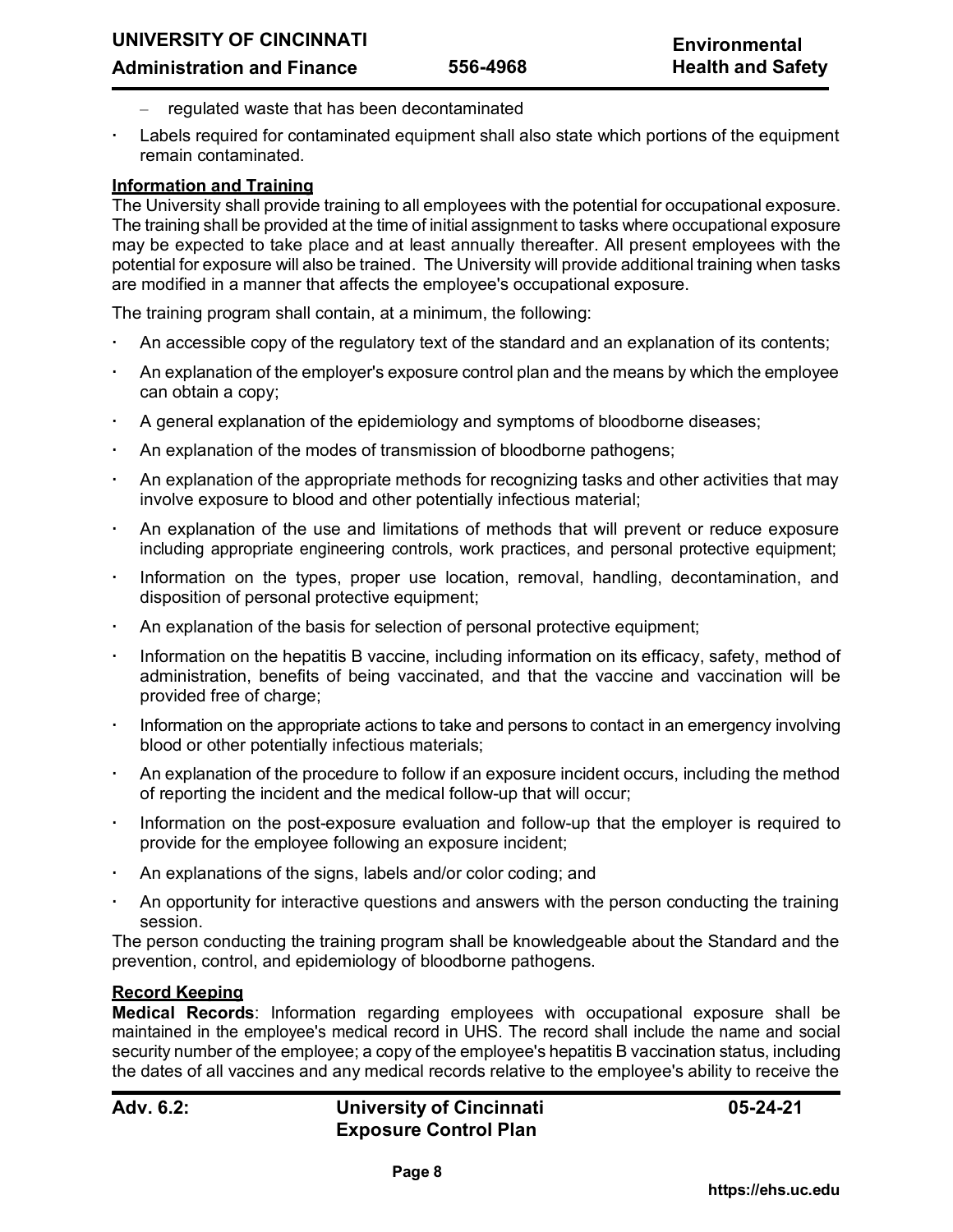- regulated waste that has been decontaminated
- Labels required for contaminated equipment shall also state which portions of the equipment remain contaminated.

**Information and Training**

The University shall provide training to all employees with the potential for occupational exposure. The training shall be provided at the time of initial assignment to tasks where occupational exposure may be expected to take place and at least annually thereafter. All present employees with the potential for exposure will also be trained. The University will provide additional training when tasks are modified in a manner that affects the employee's occupational exposure.

The training program shall contain, at a minimum, the following:

- An accessible copy of the regulatory text of the standard and an explanation of its contents;
- An explanation of the employer's exposure control plan and the means by which the employee can obtain a copy;
- A general explanation of the epidemiology and symptoms of bloodborne diseases;
- An explanation of the modes of transmission of bloodborne pathogens;
- An explanation of the appropriate methods for recognizing tasks and other activities that may involve exposure to blood and other potentially infectious material;
- An explanation of the use and limitations of methods that will prevent or reduce exposure including appropriate engineering controls, work practices, and personal protective equipment;
- Information on the types, proper use location, removal, handling, decontamination, and disposition of personal protective equipment;
- An explanation of the basis for selection of personal protective equipment;
- Information on the hepatitis B vaccine, including information on its efficacy, safety, method of administration, benefits of being vaccinated, and that the vaccine and vaccination will be provided free of charge;
- Information on the appropriate actions to take and persons to contact in an emergency involving blood or other potentially infectious materials;
- An explanation of the procedure to follow if an exposure incident occurs, including the method of reporting the incident and the medical follow-up that will occur;
- Information on the post-exposure evaluation and follow-up that the employer is required to provide for the employee following an exposure incident;
- An explanations of the signs, labels and/or color coding; and
- An opportunity for interactive questions and answers with the person conducting the training session.

The person conducting the training program shall be knowledgeable about the Standard and the prevention, control, and epidemiology of bloodborne pathogens.

**Record Keeping**

**Medical Records**: Information regarding employees with occupational exposure shall be maintained in the employee's medical record in UHS. The record shall include the name and social security number of the employee; a copy of the employee's hepatitis B vaccination status, including the dates of all vaccines and any medical records relative to the employee's ability to receive the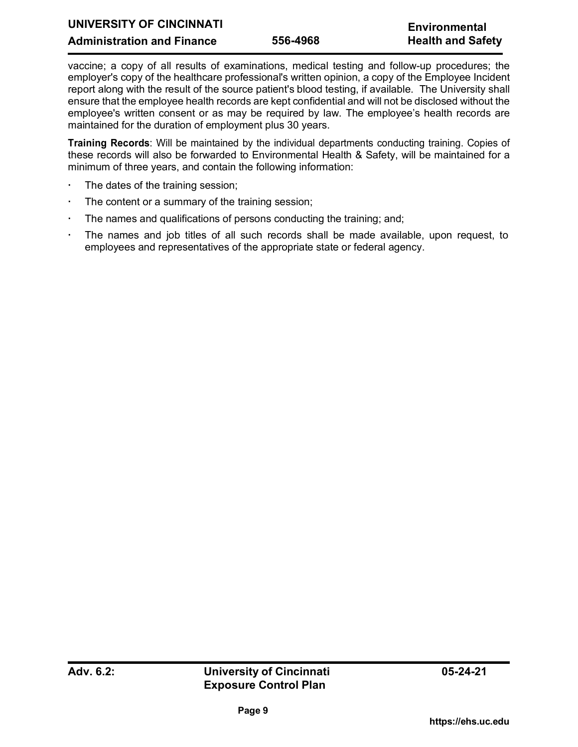vaccine; a copy of all results of examinations, medical testing and follow-up procedures; the employer's copy of the healthcare professional's written opinion, a copy of the Employee Incident report along with the result of the source patient's blood testing, if available. The University shall ensure that the employee health records are kept confidential and will not be disclosed without the employee's written consent or as may be required by law. The employee's health records are maintained for the duration of employment plus 30 years.

**Training Records**: Will be maintained by the individual departments conducting training. Copies of these records will also be forwarded to Environmental Health & Safety, will be maintained for a minimum of three years, and contain the following information:

- The dates of the training session;
- The content or a summary of the training session;
- The names and qualifications of persons conducting the training; and;
- The names and job titles of all such records shall be made available, upon request, to employees and representatives of the appropriate state or federal agency.